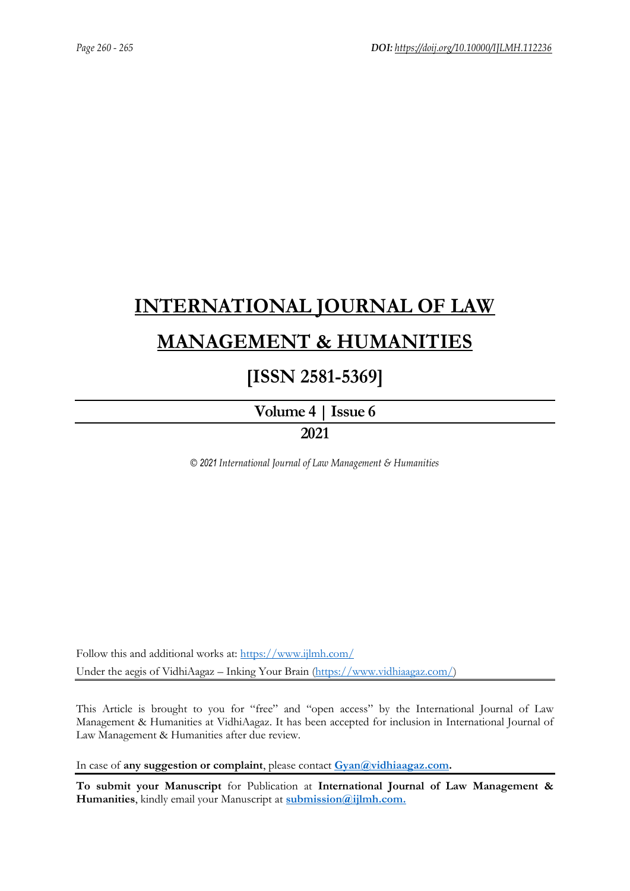# INTERNATIONAL JOURNAL OF LAW MANAGEMENT & HUMANITIES

## [ISSN 2581-5369]

**Volume 4 | Issue 6**

**2021**

*© 2021 International Journal of Law Management & Humanities*

Follow this and additional works at: https://www.ijlmh.com/
Under the aegis of VidhiAagaz – Inking Your Brain (https://www.vidhiaagaz.com/)

---

This Article is brought to you for "free" and "open access" by the International Journal of Law Management & Humanities at VidhiAagaz. It has been accepted for inclusion in International Journal of Law Management & Humanities after due review.

In case of **any suggestion or complaint**, please contact **Gyan@vidhiaagaz.com.**

---

**To submit your Manuscript** for Publication at **International Journal of Law Management & Humanities**, kindly email your Manuscript at **submission@ijlmh.com.**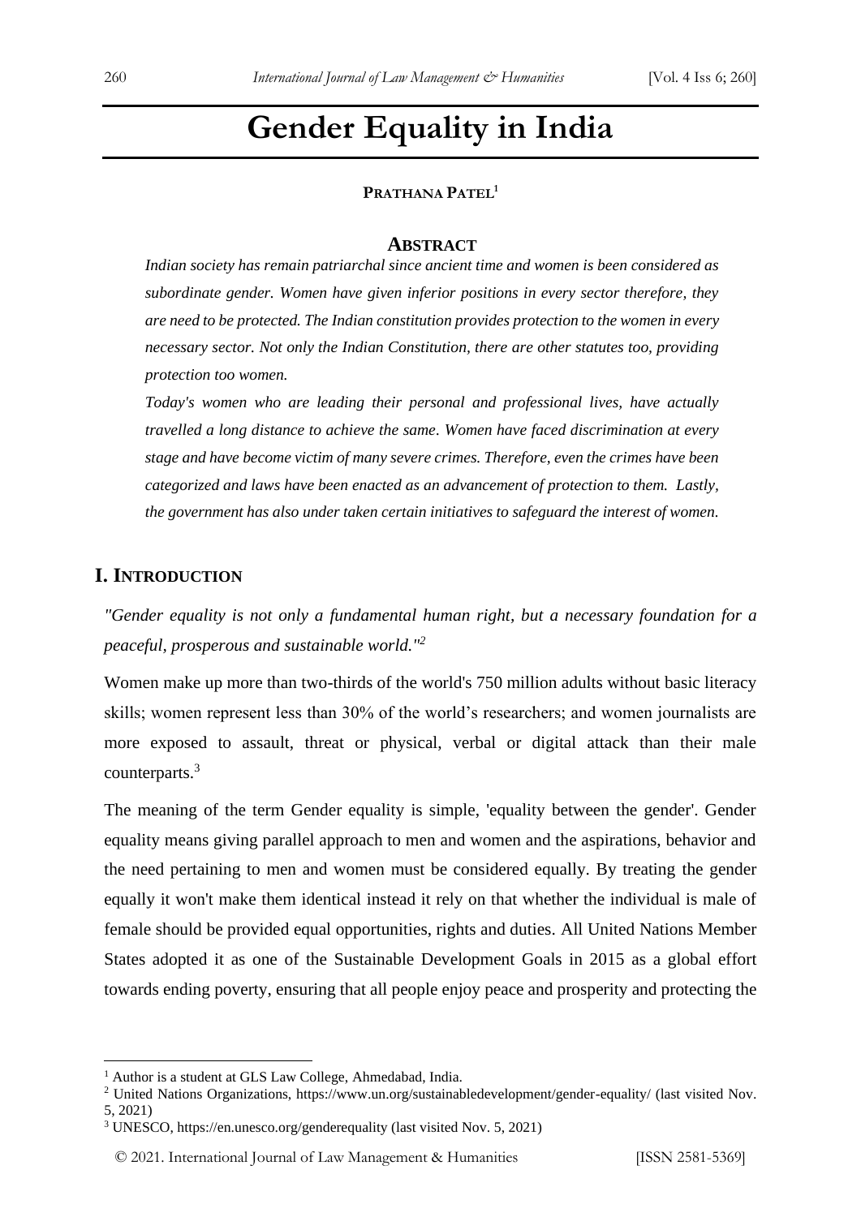# Gender Equality in India

**PRATHANA PATEL**[1]

## ABSTRACT

***Indian society has remain patriarchal since ancient time and women is been considered as subordinate gender. Women have given inferior positions in every sector therefore, they are need to be protected. The Indian constitution provides protection to the women in every necessary sector. Not only the Indian Constitution, there are other statutes too, providing protection too women.***

***Today's women who are leading their personal and professional lives, have actually travelled a long distance to achieve the same. Women have faced discrimination at every stage and have become victim of many severe crimes. Therefore, even the crimes have been categorized and laws have been enacted as an advancement of protection to them. Lastly, the government has also under taken certain initiatives to safeguard the interest of women.***

## I. INTRODUCTION

*"Gender equality is not only a fundamental human right, but a necessary foundation for a peaceful, prosperous and sustainable world."*[2]

Women make up more than two-thirds of the world's 750 million adults without basic literacy skills; women represent less than 30% of the world's researchers; and women journalists are more exposed to assault, threat or physical, verbal or digital attack than their male counterparts.[3]

The meaning of the term Gender equality is simple, 'equality between the gender'. Gender equality means giving parallel approach to men and women and the aspirations, behavior and the need pertaining to men and women must be considered equally. By treating the gender equally it won't make them identical instead it rely on that whether the individual is male of female should be provided equal opportunities, rights and duties. All United Nations Member States adopted it as one of the Sustainable Development Goals in 2015 as a global effort towards ending poverty, ensuring that all people enjoy peace and prosperity and protecting the

---

[1] Author is a student at GLS Law College, Ahmedabad, India.

[2] United Nations Organizations, https://www.un.org/sustainabledevelopment/gender-equality/ (last visited Nov. 5, 2021)

[3] UNESCO, https://en.unesco.org/genderequality (last visited Nov. 5, 2021)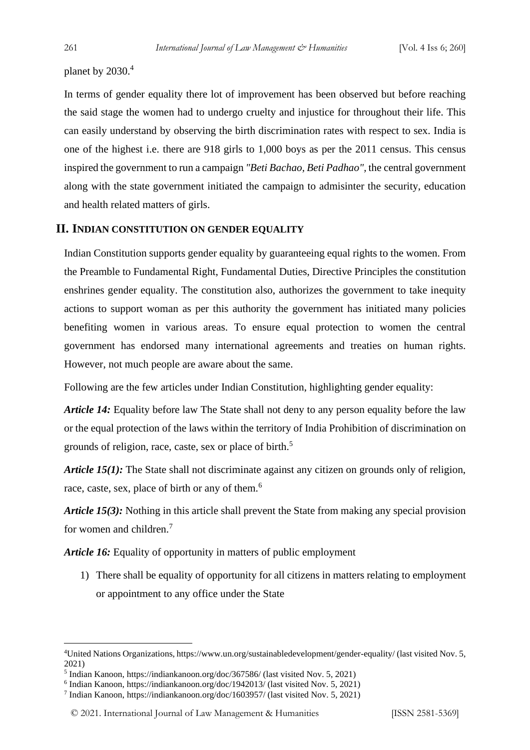planet by 2030.[4]

In terms of gender equality there lot of improvement has been observed but before reaching the said stage the women had to undergo cruelty and injustice for throughout their life. This can easily understand by observing the birth discrimination rates with respect to sex. India is one of the highest i.e. there are 918 girls to 1,000 boys as per the 2011 census. This census inspired the government to run a campaign *"Beti Bachao, Beti Padhao"*, the central government along with the state government initiated the campaign to admisinter the security, education and health related matters of girls.

## II. Indian Constitution on Gender Equality

Indian Constitution supports gender equality by guaranteeing equal rights to the women. From the Preamble to Fundamental Right, Fundamental Duties, Directive Principles the constitution enshrines gender equality. The constitution also, authorizes the government to take inequity actions to support woman as per this authority the government has initiated many policies benefiting women in various areas. To ensure equal protection to women the central government has endorsed many international agreements and treaties on human rights. However, not much people are aware about the same.

Following are the few articles under Indian Constitution, highlighting gender equality:

***Article 14:*** Equality before law The State shall not deny to any person equality before the law or the equal protection of the laws within the territory of India Prohibition of discrimination on grounds of religion, race, caste, sex or place of birth.[5]

***Article 15(1):*** The State shall not discriminate against any citizen on grounds only of religion, race, caste, sex, place of birth or any of them.[6]

***Article 15(3):*** Nothing in this article shall prevent the State from making any special provision for women and children.[7]

***Article 16:*** Equality of opportunity in matters of public employment

1) There shall be equality of opportunity for all citizens in matters relating to employment or appointment to any office under the State

---

[4] United Nations Organizations, https://www.un.org/sustainabledevelopment/gender-equality/ (last visited Nov. 5, 2021)

[5] Indian Kanoon, https://indiankanoon.org/doc/367586/ (last visited Nov. 5, 2021)

[6] Indian Kanoon, https://indiankanoon.org/doc/1942013/ (last visited Nov. 5, 2021)

[7] Indian Kanoon, https://indiankanoon.org/doc/1603957/ (last visited Nov. 5, 2021)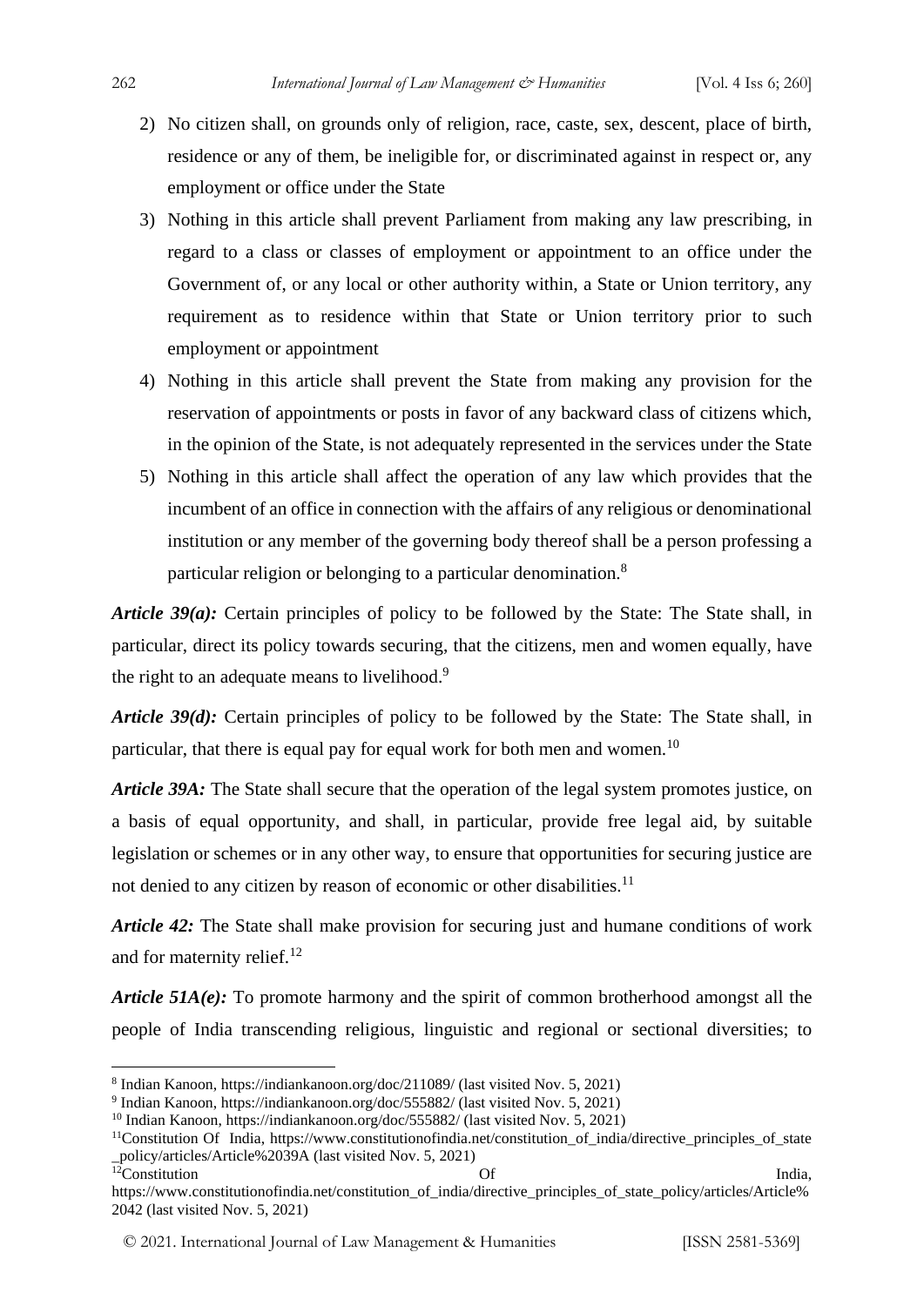2) No citizen shall, on grounds only of religion, race, caste, sex, descent, place of birth, residence or any of them, be ineligible for, or discriminated against in respect or, any employment or office under the State
3) Nothing in this article shall prevent Parliament from making any law prescribing, in regard to a class or classes of employment or appointment to an office under the Government of, or any local or other authority within, a State or Union territory, any requirement as to residence within that State or Union territory prior to such employment or appointment
4) Nothing in this article shall prevent the State from making any provision for the reservation of appointments or posts in favor of any backward class of citizens which, in the opinion of the State, is not adequately represented in the services under the State
5) Nothing in this article shall affect the operation of any law which provides that the incumbent of an office in connection with the affairs of any religious or denominational institution or any member of the governing body thereof shall be a person professing a particular religion or belonging to a particular denomination.[8]

***Article 39(a):*** Certain principles of policy to be followed by the State: The State shall, in particular, direct its policy towards securing, that the citizens, men and women equally, have the right to an adequate means to livelihood.[9]

***Article 39(d):*** Certain principles of policy to be followed by the State: The State shall, in particular, that there is equal pay for equal work for both men and women.[10]

***Article 39A:*** The State shall secure that the operation of the legal system promotes justice, on a basis of equal opportunity, and shall, in particular, provide free legal aid, by suitable legislation or schemes or in any other way, to ensure that opportunities for securing justice are not denied to any citizen by reason of economic or other disabilities.[11]

***Article 42:*** The State shall make provision for securing just and humane conditions of work and for maternity relief.[12]

***Article 51A(e):*** To promote harmony and the spirit of common brotherhood amongst all the people of India transcending religious, linguistic and regional or sectional diversities; to

---

[8] Indian Kanoon, https://indiankanoon.org/doc/211089/ (last visited Nov. 5, 2021)

[9] Indian Kanoon, https://indiankanoon.org/doc/555882/ (last visited Nov. 5, 2021)

[10] Indian Kanoon, https://indiankanoon.org/doc/555882/ (last visited Nov. 5, 2021)

[11] Constitution Of India, https://www.constitutionofindia.net/constitution_of_india/directive_principles_of_state_policy/articles/Article%2039A (last visited Nov. 5, 2021)

[12] Constitution Of India, https://www.constitutionofindia.net/constitution_of_india/directive_principles_of_state_policy/articles/Article%2042 (last visited Nov. 5, 2021)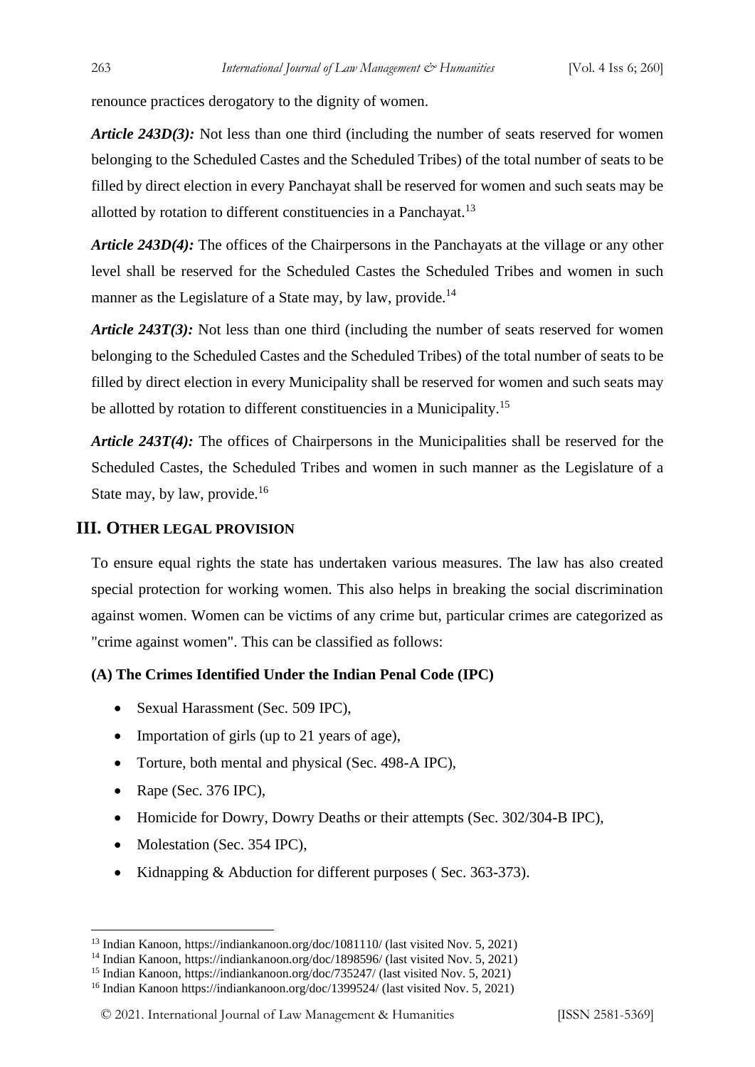renounce practices derogatory to the dignity of women.

***Article 243D(3):*** Not less than one third (including the number of seats reserved for women belonging to the Scheduled Castes and the Scheduled Tribes) of the total number of seats to be filled by direct election in every Panchayat shall be reserved for women and such seats may be allotted by rotation to different constituencies in a Panchayat.[13]

***Article 243D(4):*** The offices of the Chairpersons in the Panchayats at the village or any other level shall be reserved for the Scheduled Castes the Scheduled Tribes and women in such manner as the Legislature of a State may, by law, provide.[14]

***Article 243T(3):*** Not less than one third (including the number of seats reserved for women belonging to the Scheduled Castes and the Scheduled Tribes) of the total number of seats to be filled by direct election in every Municipality shall be reserved for women and such seats may be allotted by rotation to different constituencies in a Municipality.[15]

***Article 243T(4):*** The offices of Chairpersons in the Municipalities shall be reserved for the Scheduled Castes, the Scheduled Tribes and women in such manner as the Legislature of a State may, by law, provide.[16]

## III. Other Legal Provision

To ensure equal rights the state has undertaken various measures. The law has also created special protection for working women. This also helps in breaking the social discrimination against women. Women can be victims of any crime but, particular crimes are categorized as "crime against women". This can be classified as follows:

**(A) The Crimes Identified Under the Indian Penal Code (IPC)**

- Sexual Harassment (Sec. 509 IPC),
- Importation of girls (up to 21 years of age),
- Torture, both mental and physical (Sec. 498-A IPC),
- Rape (Sec. 376 IPC),
- Homicide for Dowry, Dowry Deaths or their attempts (Sec. 302/304-B IPC),
- Molestation (Sec. 354 IPC),
- Kidnapping & Abduction for different purposes ( Sec. 363-373).

---

[13] Indian Kanoon, https://indiankanoon.org/doc/1081110/ (last visited Nov. 5, 2021)

[14] Indian Kanoon, https://indiankanoon.org/doc/1898596/ (last visited Nov. 5, 2021)

[15] Indian Kanoon, https://indiankanoon.org/doc/735247/ (last visited Nov. 5, 2021)

[16] Indian Kanoon https://indiankanoon.org/doc/1399524/ (last visited Nov. 5, 2021)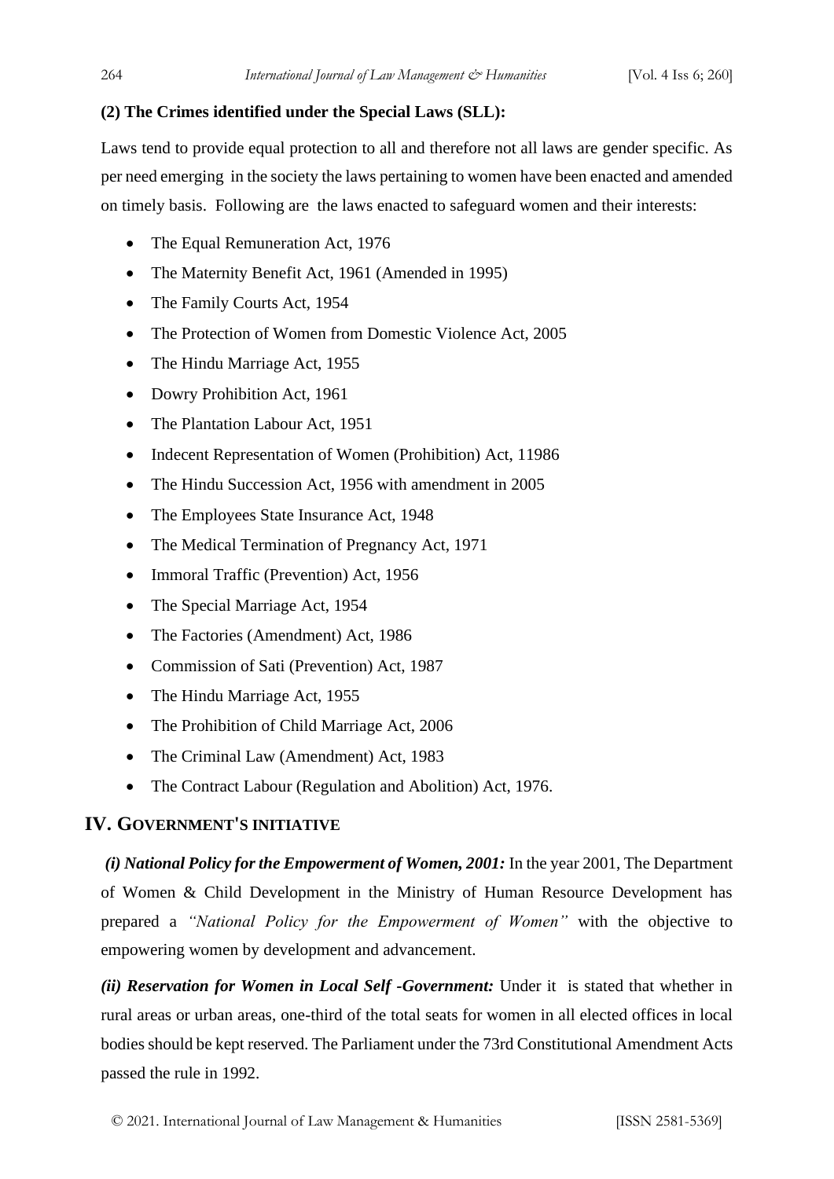**(2) The Crimes identified under the Special Laws (SLL):**

Laws tend to provide equal protection to all and therefore not all laws are gender specific. As per need emerging in the society the laws pertaining to women have been enacted and amended on timely basis. Following are the laws enacted to safeguard women and their interests:

- The Equal Remuneration Act, 1976
- The Maternity Benefit Act, 1961 (Amended in 1995)
- The Family Courts Act, 1954
- The Protection of Women from Domestic Violence Act, 2005
- The Hindu Marriage Act, 1955
- Dowry Prohibition Act, 1961
- The Plantation Labour Act, 1951
- Indecent Representation of Women (Prohibition) Act, 11986
- The Hindu Succession Act, 1956 with amendment in 2005
- The Employees State Insurance Act, 1948
- The Medical Termination of Pregnancy Act, 1971
- Immoral Traffic (Prevention) Act, 1956
- The Special Marriage Act, 1954
- The Factories (Amendment) Act, 1986
- Commission of Sati (Prevention) Act, 1987
- The Hindu Marriage Act, 1955
- The Prohibition of Child Marriage Act, 2006
- The Criminal Law (Amendment) Act, 1983
- The Contract Labour (Regulation and Abolition) Act, 1976.

## IV. Government's Initiative

***(i) National Policy for the Empowerment of Women, 2001:*** In the year 2001, The Department of Women & Child Development in the Ministry of Human Resource Development has prepared a *"National Policy for the Empowerment of Women"* with the objective to empowering women by development and advancement.

***(ii) Reservation for Women in Local Self -Government:*** Under it is stated that whether in rural areas or urban areas, one-third of the total seats for women in all elected offices in local bodies should be kept reserved. The Parliament under the 73rd Constitutional Amendment Acts passed the rule in 1992.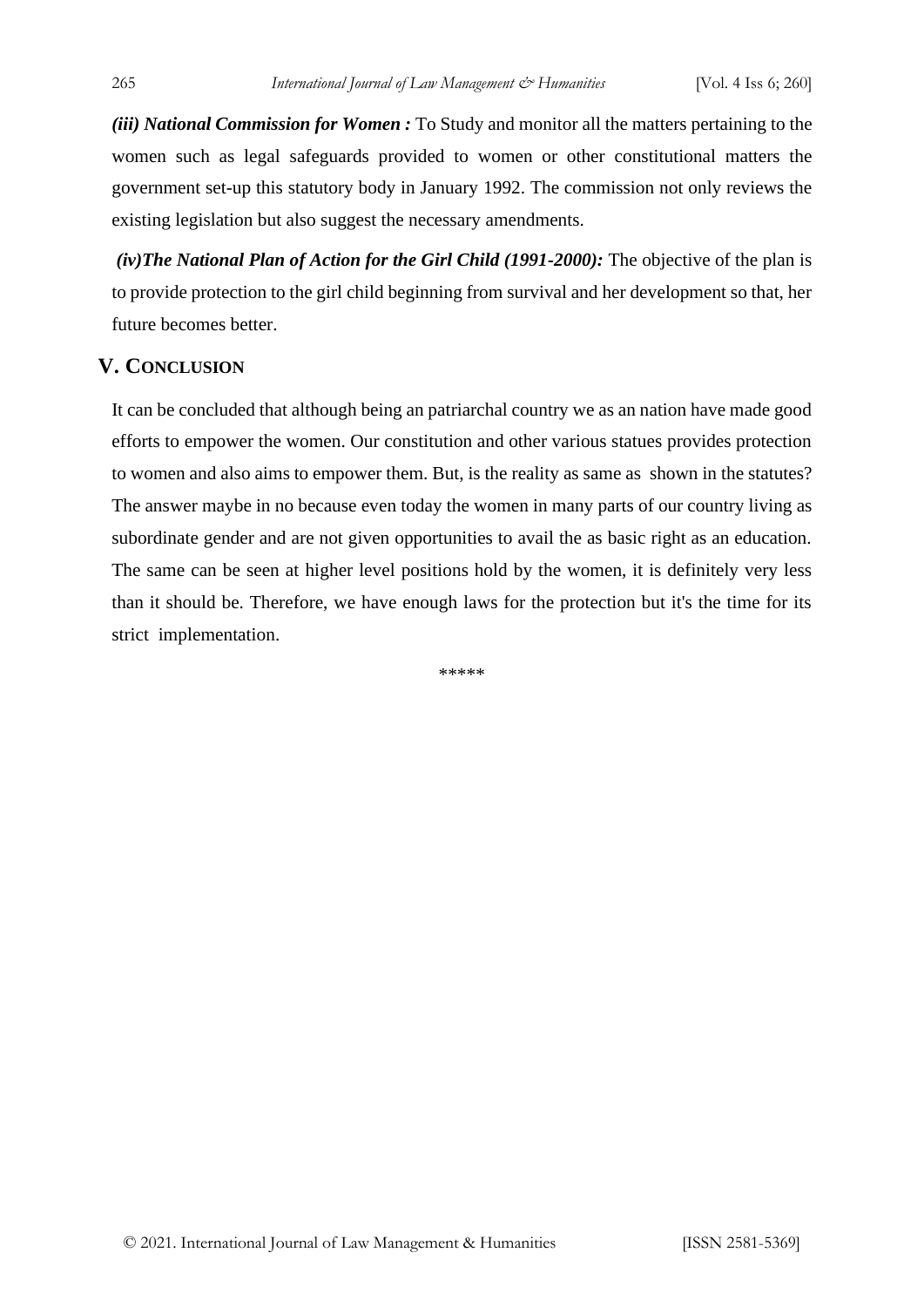***(iii) National Commission for Women :*** To Study and monitor all the matters pertaining to the women such as legal safeguards provided to women or other constitutional matters the government set-up this statutory body in January 1992. The commission not only reviews the existing legislation but also suggest the necessary amendments.

***(iv)The National Plan of Action for the Girl Child (1991-2000):*** The objective of the plan is to provide protection to the girl child beginning from survival and her development so that, her future becomes better.

## V. CONCLUSION

It can be concluded that although being an patriarchal country we as an nation have made good efforts to empower the women. Our constitution and other various statues provides protection to women and also aims to empower them. But, is the reality as same as shown in the statutes? The answer maybe in no because even today the women in many parts of our country living as subordinate gender and are not given opportunities to avail the as basic right as an education. The same can be seen at higher level positions hold by the women, it is definitely very less than it should be. Therefore, we have enough laws for the protection but it's the time for its strict implementation.

*****